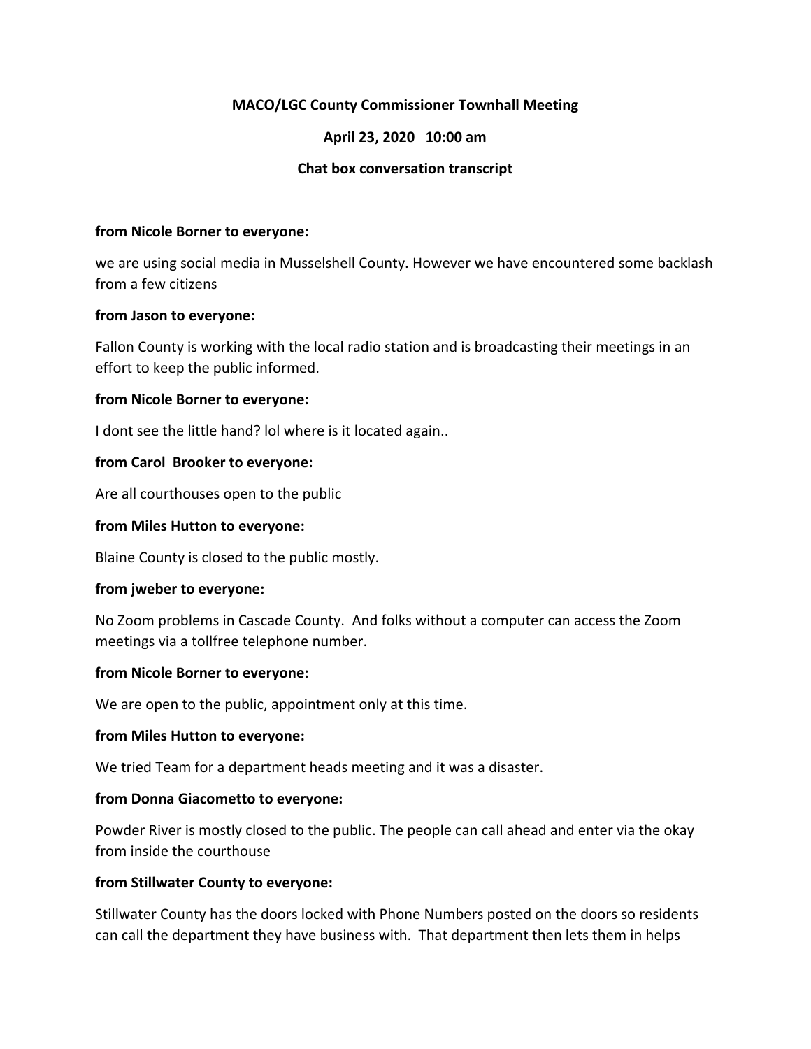**MACO/LGC County Commissioner Townhall Meeting**

**April 23, 2020 10:00 am**

**Chat box conversation transcript**

**from Nicole Borner to everyone:**

we are using social media in Musselshell County. However we have encountered some backlash from a few citizens

**from Jason to everyone:**

Fallon County is working with the local radio station and is broadcasting their meetings in an effort to keep the public informed.

**from Nicole Borner to everyone:**

I dont see the little hand? lol where is it located again..

**from Carol Brooker to everyone:**

Are all courthouses open to the public

**from Miles Hutton to everyone:**

Blaine County is closed to the public mostly.

**from jweber to everyone:**

No Zoom problems in Cascade County. And folks without a computer can access the Zoom meetings via a tollfree telephone number.

**from Nicole Borner to everyone:**

We are open to the public, appointment only at this time.

**from Miles Hutton to everyone:**

We tried Team for a department heads meeting and it was a disaster.

**from Donna Giacometto to everyone:**

Powder River is mostly closed to the public. The people can call ahead and enter via the okay from inside the courthouse

**from Stillwater County to everyone:**

Stillwater County has the doors locked with Phone Numbers posted on the doors so residents can call the department they have business with. That department then lets them in helps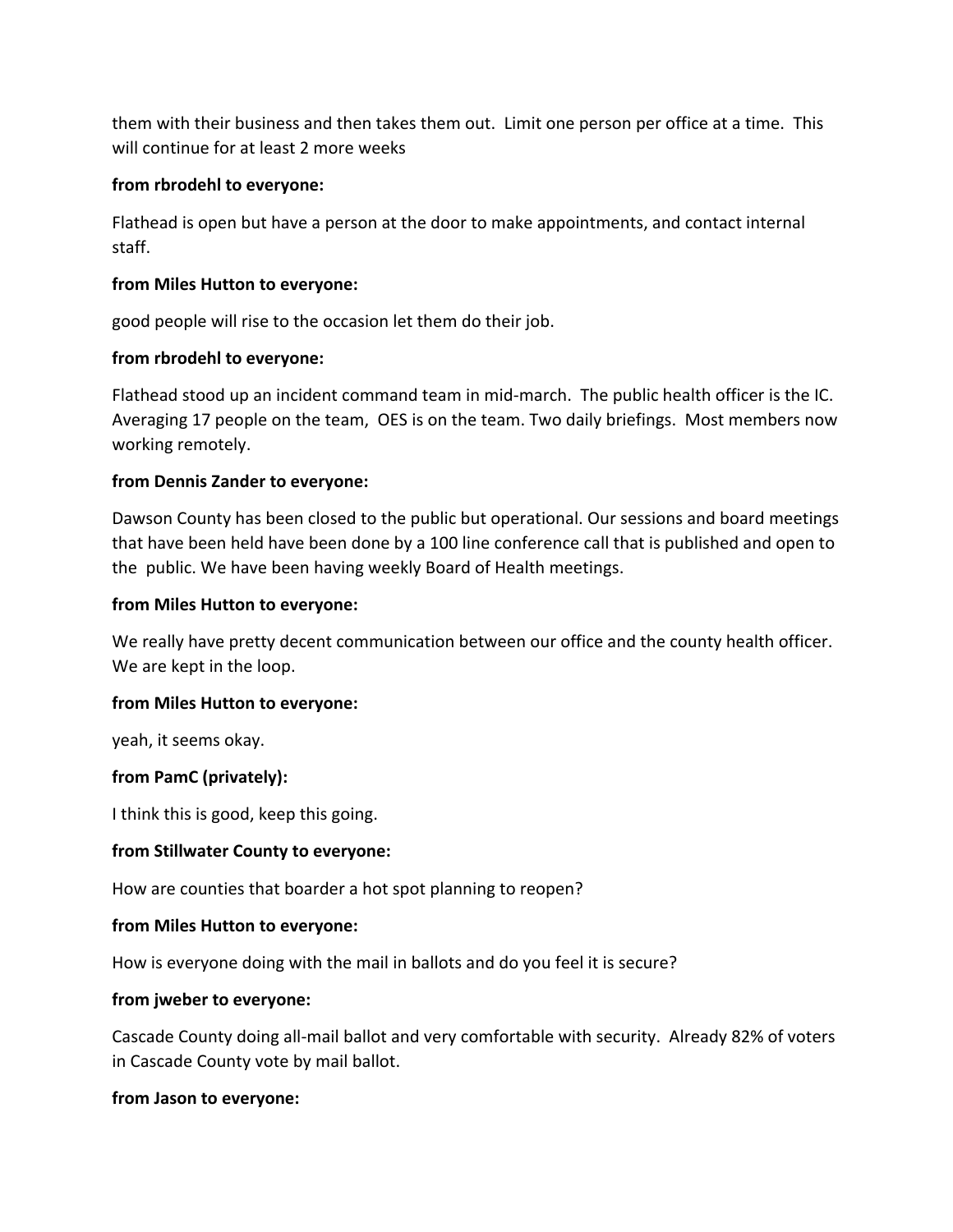them with their business and then takes them out. Limit one person per office at a time. This will continue for at least 2 more weeks

**from rbrodehl to everyone:**

Flathead is open but have a person at the door to make appointments, and contact internal staff.

**from Miles Hutton to everyone:**

good people will rise to the occasion let them do their job.

**from rbrodehl to everyone:**

Flathead stood up an incident command team in mid-march. The public health officer is the IC. Averaging 17 people on the team, OES is on the team. Two daily briefings. Most members now working remotely.

**from Dennis Zander to everyone:**

Dawson County has been closed to the public but operational. Our sessions and board meetings that have been held have been done by a 100 line conference call that is published and open to the public. We have been having weekly Board of Health meetings.

**from Miles Hutton to everyone:**

We really have pretty decent communication between our office and the county health officer. We are kept in the loop.

**from Miles Hutton to everyone:**

yeah, it seems okay.

**from PamC (privately):**

I think this is good, keep this going.

**from Stillwater County to everyone:**

How are counties that boarder a hot spot planning to reopen?

**from Miles Hutton to everyone:**

How is everyone doing with the mail in ballots and do you feel it is secure?

**from jweber to everyone:**

Cascade County doing all-mail ballot and very comfortable with security. Already 82% of voters in Cascade County vote by mail ballot.

**from Jason to everyone:**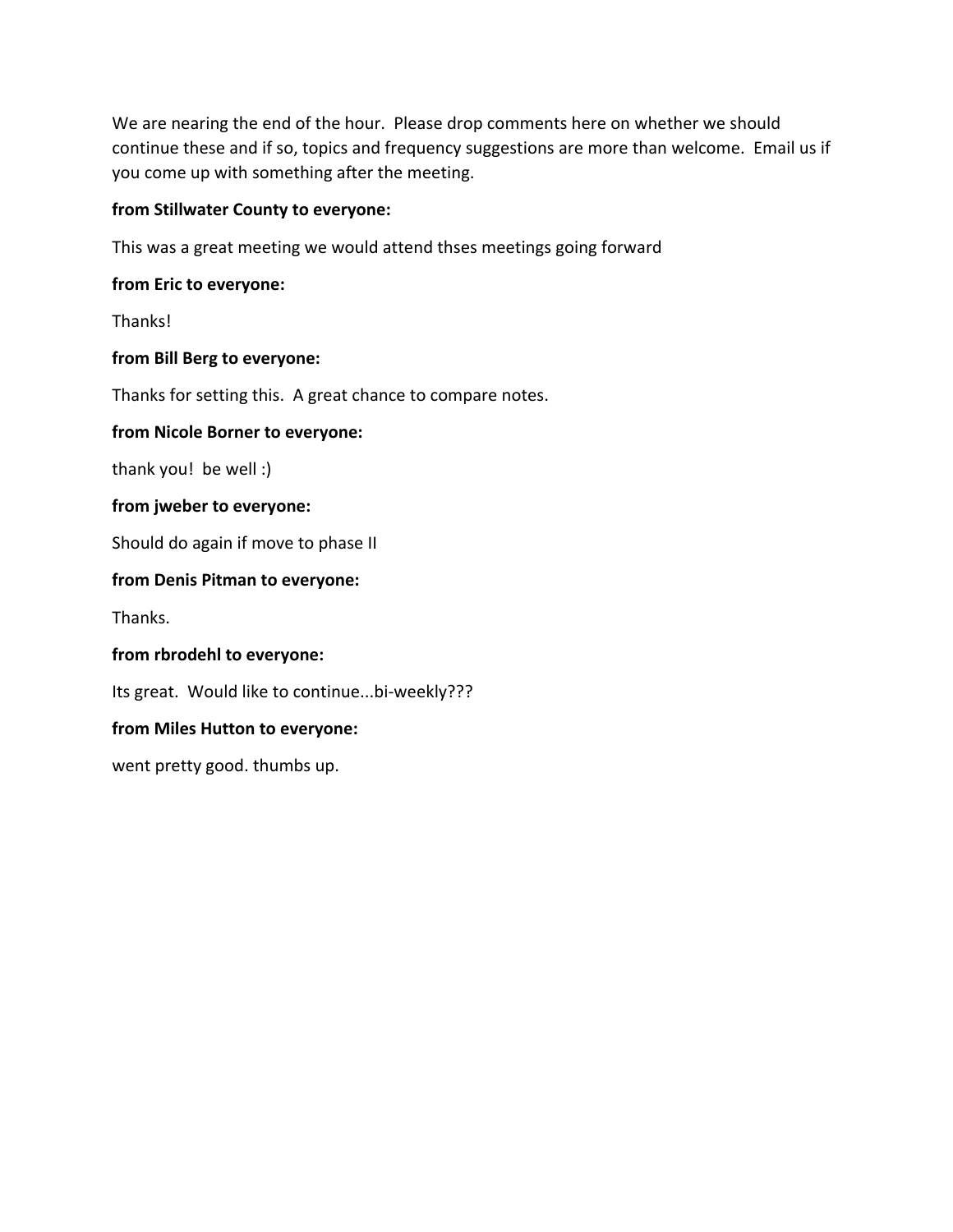We are nearing the end of the hour.  Please drop comments here on whether we should continue these and if so, topics and frequency suggestions are more than welcome.  Email us if you come up with something after the meeting.

**from Stillwater County to everyone:**

This was a great meeting we would attend thses meetings going forward

**from Eric to everyone:**

Thanks!

**from Bill Berg to everyone:**

Thanks for setting this.  A great chance to compare notes.

**from Nicole Borner to everyone:**

thank you!  be well :)

**from jweber to everyone:**

Should do again if move to phase II

**from Denis Pitman to everyone:**

Thanks.

**from rbrodehl to everyone:**

Its great.  Would like to continue...bi-weekly???

**from Miles Hutton to everyone:**

went pretty good. thumbs up.